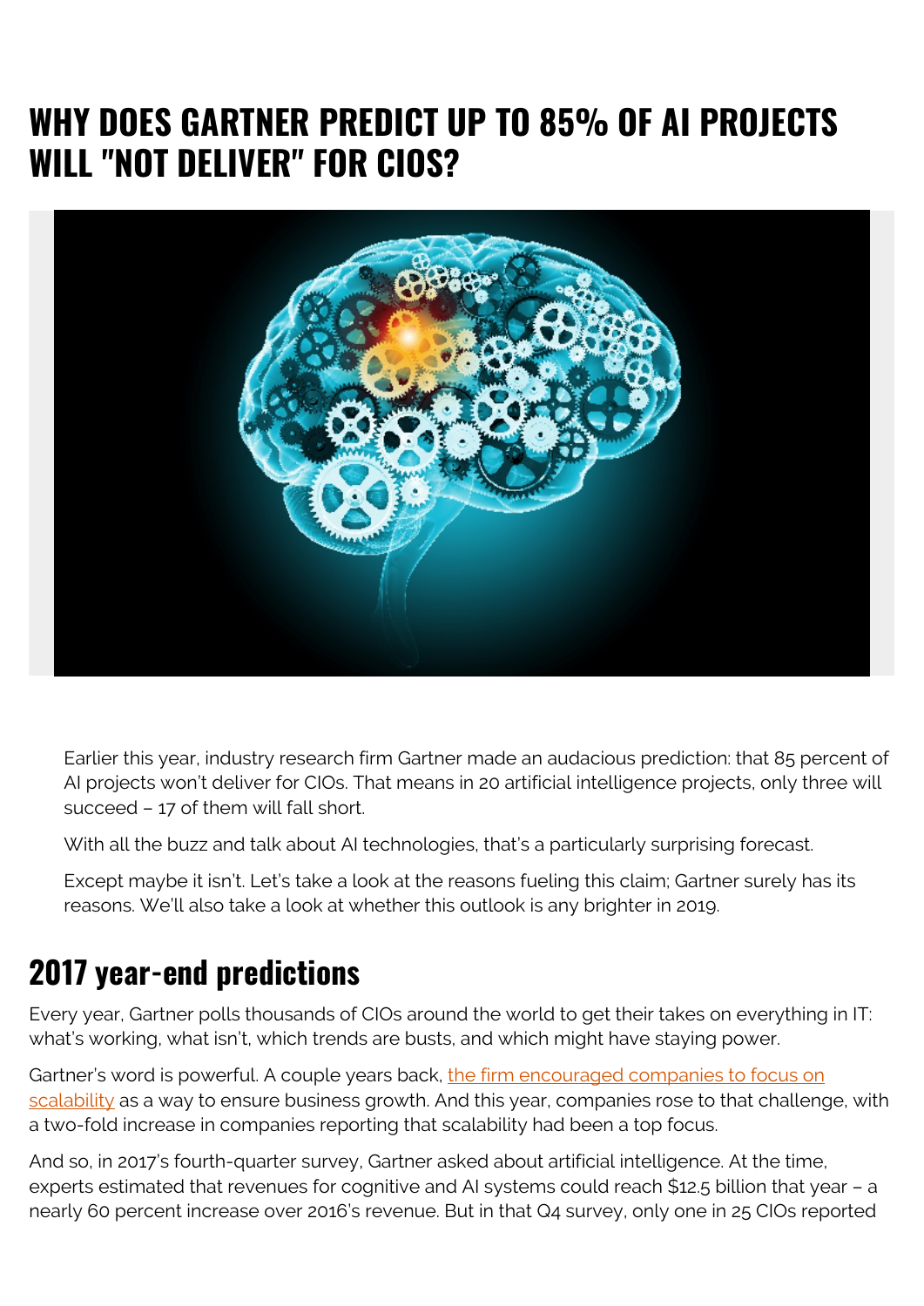# WHY DOES GARTNER PREDICT UP TO 85% OF AI PROJECTS WILL "NOT DELIVER" FOR CIOS?

Earlier this year, industry research firm Gartner made an audacious prediction: that 85 percent of AI projects won't deliver for CIOs. That means in 20 artificial intelligence projects, only three will succeed – 17 of them will fall short.

With all the buzz and talk about AI technologies, that's a particularly surprising forecast.

Except maybe it isn't. Let's take a look at the reasons fueling this claim; Gartner surely has its reasons. We'll also take a look at whether this outlook is any brighter in 2019.

## 2017 year-end predictions

Every year, Gartner polls thousands of CIOs around the world to get their takes on everything in IT: what's working, what isn't, which trends are busts, and which might have staying power.

Gartner's word is powerful. A couple years back, [the firm encouraged companies to focus on scalability](#) as a way to ensure business growth. And this year, companies rose to that challenge, with a two-fold increase in companies reporting that scalability had been a top focus.

And so, in 2017's fourth-quarter survey, Gartner asked about artificial intelligence. At the time, experts estimated that revenues for cognitive and AI systems could reach $12.5 billion that year – a nearly 60 percent increase over 2016's revenue. But in that Q4 survey, only one in 25 CIOs reported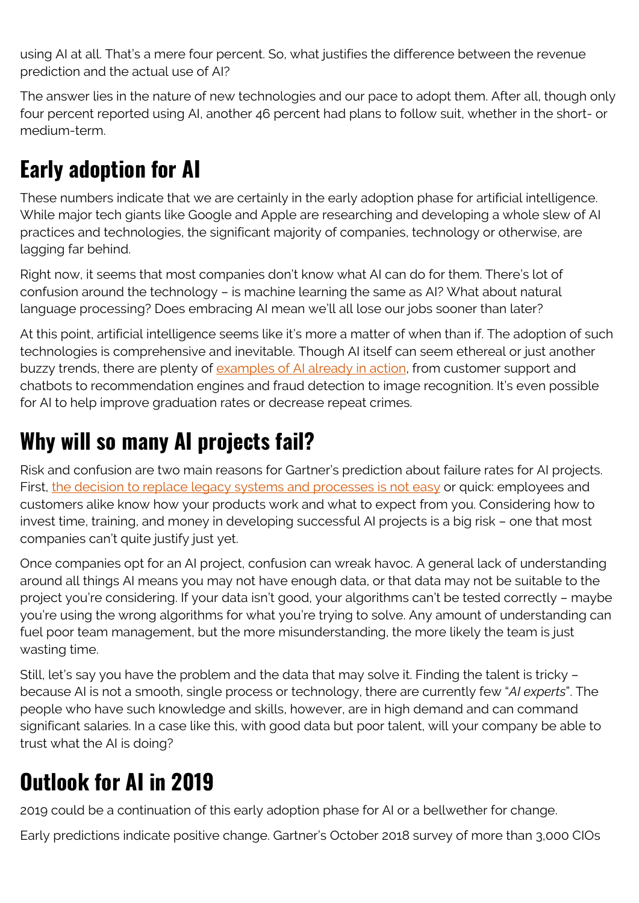using AI at all. That's a mere four percent. So, what justifies the difference between the revenue prediction and the actual use of AI?

The answer lies in the nature of new technologies and our pace to adopt them. After all, though only four percent reported using AI, another 46 percent had plans to follow suit, whether in the short- or medium-term.

## Early adoption for AI

These numbers indicate that we are certainly in the early adoption phase for artificial intelligence. While major tech giants like Google and Apple are researching and developing a whole slew of AI practices and technologies, the significant majority of companies, technology or otherwise, are lagging far behind.

Right now, it seems that most companies don't know what AI can do for them. There's lot of confusion around the technology – is machine learning the same as AI? What about natural language processing? Does embracing AI mean we'll all lose our jobs sooner than later?

At this point, artificial intelligence seems like it's more a matter of when than if. The adoption of such technologies is comprehensive and inevitable. Though AI itself can seem ethereal or just another buzzy trends, there are plenty of [examples of AI already in action](), from customer support and chatbots to recommendation engines and fraud detection to image recognition. It's even possible for AI to help improve graduation rates or decrease repeat crimes.

## Why will so many AI projects fail?

Risk and confusion are two main reasons for Gartner's prediction about failure rates for AI projects. First, [the decision to replace legacy systems and processes is not easy]() or quick: employees and customers alike know how your products work and what to expect from you. Considering how to invest time, training, and money in developing successful AI projects is a big risk – one that most companies can't quite justify just yet.

Once companies opt for an AI project, confusion can wreak havoc. A general lack of understanding around all things AI means you may not have enough data, or that data may not be suitable to the project you're considering. If your data isn't good, your algorithms can't be tested correctly – maybe you're using the wrong algorithms for what you're trying to solve. Any amount of understanding can fuel poor team management, but the more misunderstanding, the more likely the team is just wasting time.

Still, let's say you have the problem and the data that may solve it. Finding the talent is tricky – because AI is not a smooth, single process or technology, there are currently few "*AI experts*". The people who have such knowledge and skills, however, are in high demand and can command significant salaries. In a case like this, with good data but poor talent, will your company be able to trust what the AI is doing?

## Outlook for AI in 2019

2019 could be a continuation of this early adoption phase for AI or a bellwether for change.

Early predictions indicate positive change. Gartner's October 2018 survey of more than 3,000 CIOs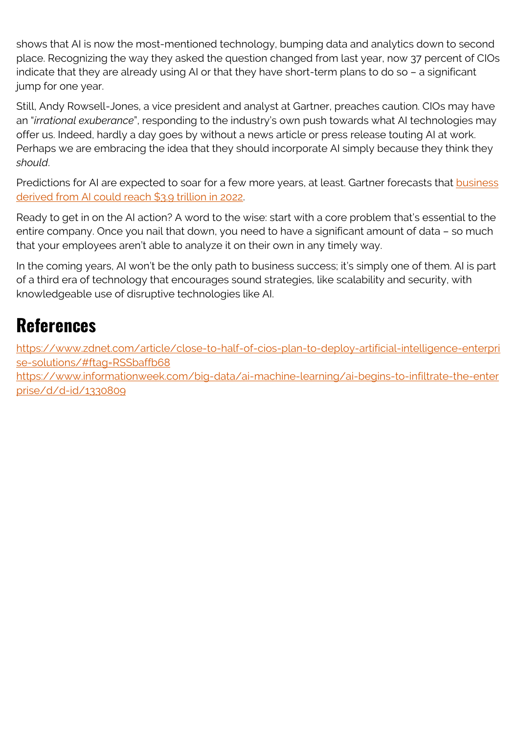shows that AI is now the most-mentioned technology, bumping data and analytics down to second place. Recognizing the way they asked the question changed from last year, now 37 percent of CIOs indicate that they are already using AI or that they have short-term plans to do so – a significant jump for one year.

Still, Andy Rowsell-Jones, a vice president and analyst at Gartner, preaches caution. CIOs may have an "*irrational exuberance*", responding to the industry's own push towards what AI technologies may offer us. Indeed, hardly a day goes by without a news article or press release touting AI at work. Perhaps we are embracing the idea that they should incorporate AI simply because they think they *should*.

Predictions for AI are expected to soar for a few more years, at least. Gartner forecasts that business derived from AI could reach $3.9 trillion in 2022.

Ready to get in on the AI action? A word to the wise: start with a core problem that's essential to the entire company. Once you nail that down, you need to have a significant amount of data – so much that your employees aren't able to analyze it on their own in any timely way.

In the coming years, AI won't be the only path to business success; it's simply one of them. AI is part of a third era of technology that encourages sound strategies, like scalability and security, with knowledgeable use of disruptive technologies like AI.

## References

https://www.zdnet.com/article/close-to-half-of-cios-plan-to-deploy-artificial-intelligence-enterprise-solutions/#ftag=RSSbaffb68
https://www.informationweek.com/big-data/ai-machine-learning/ai-begins-to-infiltrate-the-enterprise/d/d-id/1330809